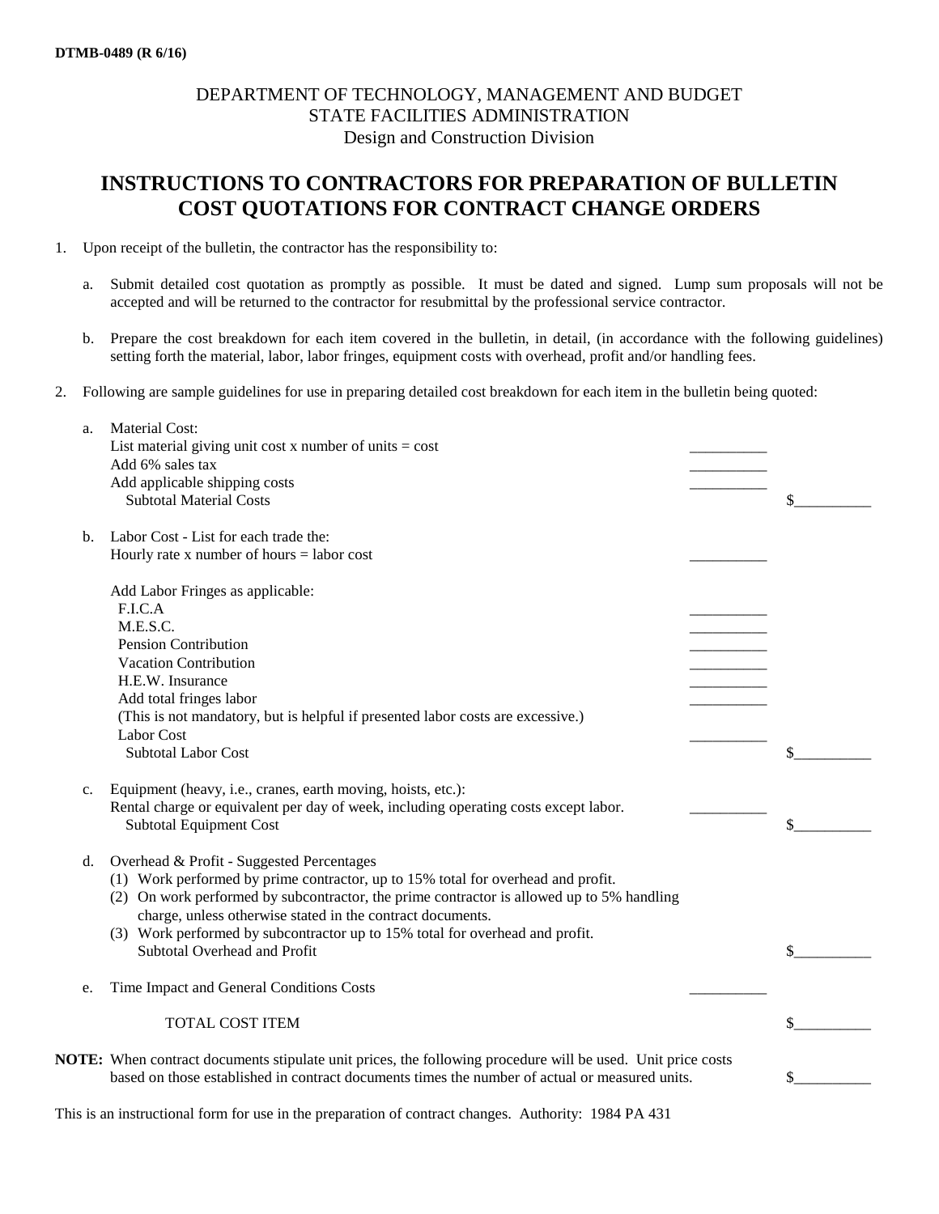DTMB-0489 (R 6/16)

DEPARTMENT OF TECHNOLOGY, MANAGEMENT AND BUDGET
STATE FACILITIES ADMINISTRATION
Design and Construction Division

# INSTRUCTIONS TO CONTRACTORS FOR PREPARATION OF BULLETIN COST QUOTATIONS FOR CONTRACT CHANGE ORDERS

1. Upon receipt of the bulletin, the contractor has the responsibility to:

   a. Submit detailed cost quotation as promptly as possible. It must be dated and signed. Lump sum proposals will not be accepted and will be returned to the contractor for resubmittal by the professional service contractor.

   b. Prepare the cost breakdown for each item covered in the bulletin, in detail, (in accordance with the following guidelines) setting forth the material, labor, labor fringes, equipment costs with overhead, profit and/or handling fees.

2. Following are sample guidelines for use in preparing detailed cost breakdown for each item in the bulletin being quoted:

   a. Material Cost:
      List material giving unit cost x number of units = cost \_\_\_\_\_\_\_\_\_\_
      Add 6% sales tax \_\_\_\_\_\_\_\_\_\_
      Add applicable shipping costs \_\_\_\_\_\_\_\_\_\_
      Subtotal Material Costs $\_\_\_\_\_\_\_\_\_\_

   b. Labor Cost - List for each trade the:
      Hourly rate x number of hours = labor cost \_\_\_\_\_\_\_\_\_\_

      Add Labor Fringes as applicable:
      F.I.C.A \_\_\_\_\_\_\_\_\_\_
      M.E.S.C. \_\_\_\_\_\_\_\_\_\_
      Pension Contribution \_\_\_\_\_\_\_\_\_\_
      Vacation Contribution \_\_\_\_\_\_\_\_\_\_
      H.E.W. Insurance \_\_\_\_\_\_\_\_\_\_
      Add total fringes labor \_\_\_\_\_\_\_\_\_\_
      (This is not mandatory, but is helpful if presented labor costs are excessive.)
      Labor Cost \_\_\_\_\_\_\_\_\_\_
      Subtotal Labor Cost $\_\_\_\_\_\_\_\_\_\_

   c. Equipment (heavy, i.e., cranes, earth moving, hoists, etc.):
      Rental charge or equivalent per day of week, including operating costs except labor. \_\_\_\_\_\_\_\_\_\_
      Subtotal Equipment Cost $\_\_\_\_\_\_\_\_\_\_

   d. Overhead & Profit - Suggested Percentages
      (1) Work performed by prime contractor, up to 15% total for overhead and profit.
      (2) On work performed by subcontractor, the prime contractor is allowed up to 5% handling charge, unless otherwise stated in the contract documents.
      (3) Work performed by subcontractor up to 15% total for overhead and profit.
      Subtotal Overhead and Profit $\_\_\_\_\_\_\_\_\_\_

   e. Time Impact and General Conditions Costs \_\_\_\_\_\_\_\_\_\_

      TOTAL COST ITEM $\_\_\_\_\_\_\_\_\_\_

**NOTE:** When contract documents stipulate unit prices, the following procedure will be used. Unit price costs based on those established in contract documents times the number of actual or measured units. $\_\_\_\_\_\_\_\_\_\_

This is an instructional form for use in the preparation of contract changes. Authority: 1984 PA 431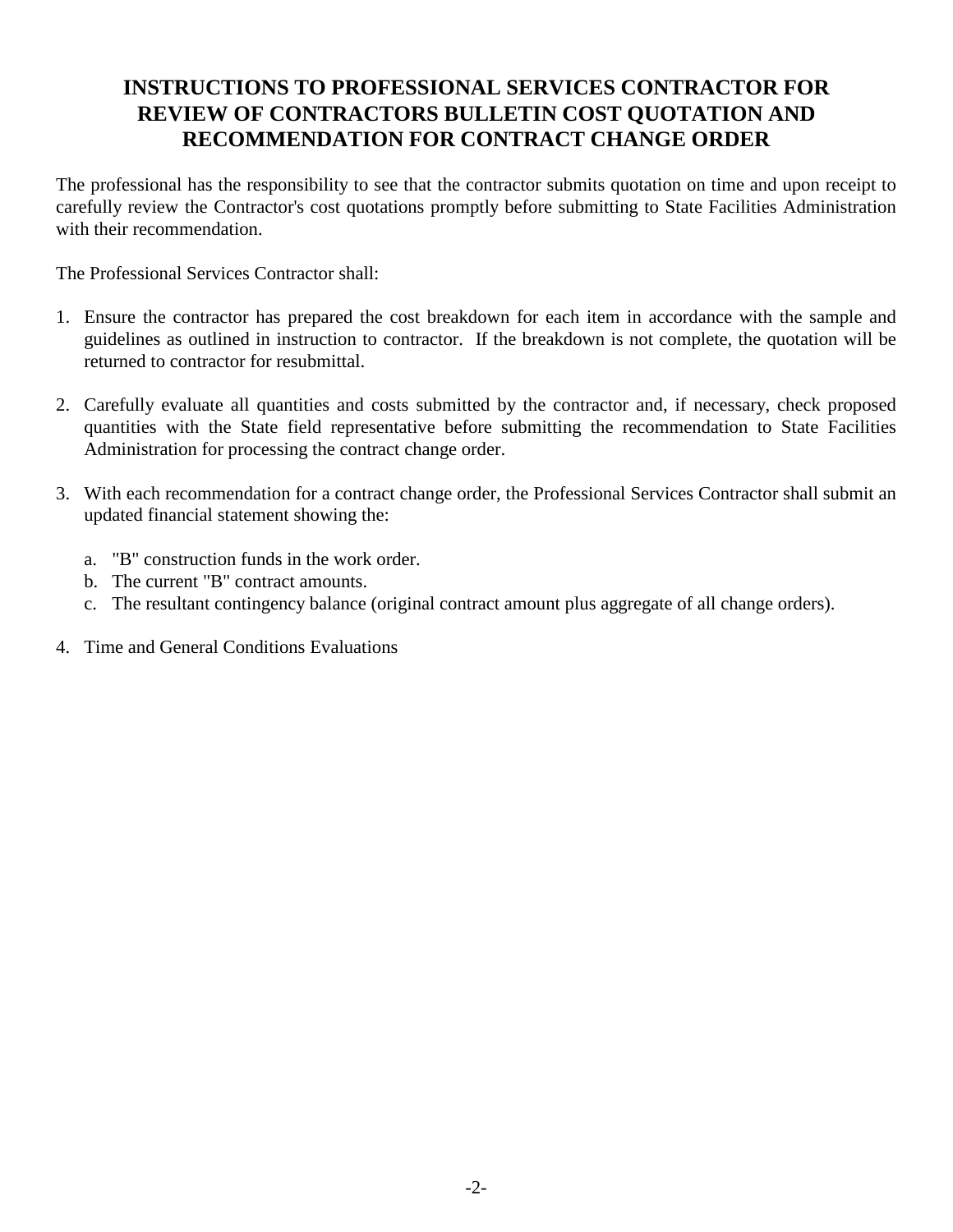# INSTRUCTIONS TO PROFESSIONAL SERVICES CONTRACTOR FOR REVIEW OF CONTRACTORS BULLETIN COST QUOTATION AND RECOMMENDATION FOR CONTRACT CHANGE ORDER

The professional has the responsibility to see that the contractor submits quotation on time and upon receipt to carefully review the Contractor's cost quotations promptly before submitting to State Facilities Administration with their recommendation.

The Professional Services Contractor shall:

1. Ensure the contractor has prepared the cost breakdown for each item in accordance with the sample and guidelines as outlined in instruction to contractor. If the breakdown is not complete, the quotation will be returned to contractor for resubmittal.

2. Carefully evaluate all quantities and costs submitted by the contractor and, if necessary, check proposed quantities with the State field representative before submitting the recommendation to State Facilities Administration for processing the contract change order.

3. With each recommendation for a contract change order, the Professional Services Contractor shall submit an updated financial statement showing the:

   a. "B" construction funds in the work order.
   b. The current "B" contract amounts.
   c. The resultant contingency balance (original contract amount plus aggregate of all change orders).

4. Time and General Conditions Evaluations